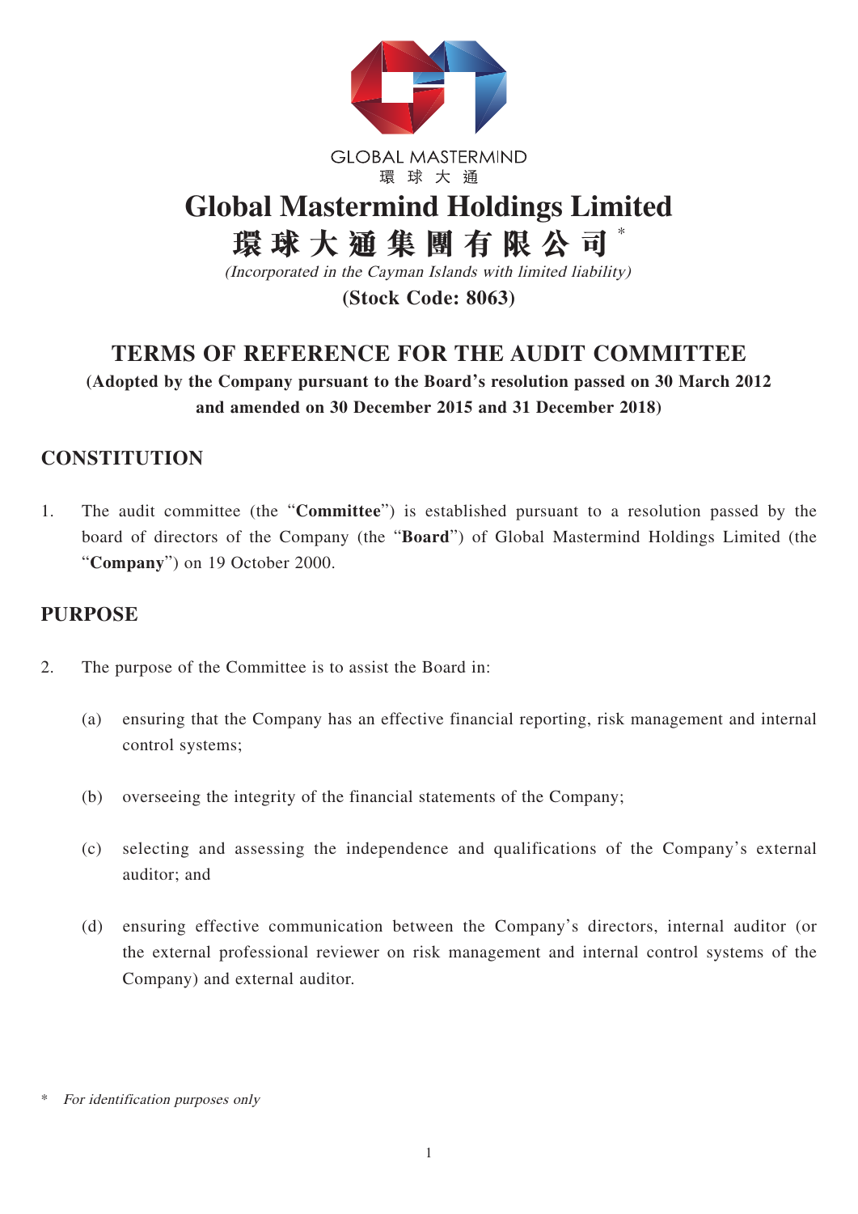GLOBAL MASTERMIND
環 球 大 通

# Global Mastermind Holdings Limited

# 環球大通集團有限公司 *

*(Incorporated in the Cayman Islands with limited liability)*

**(Stock Code: 8063)**

## TERMS OF REFERENCE FOR THE AUDIT COMMITTEE

**(Adopted by the Company pursuant to the Board's resolution passed on 30 March 2012 and amended on 30 December 2015 and 31 December 2018)**

## CONSTITUTION

1. The audit committee (the "**Committee**") is established pursuant to a resolution passed by the board of directors of the Company (the "**Board**") of Global Mastermind Holdings Limited (the "**Company**") on 19 October 2000.

## PURPOSE

2. The purpose of the Committee is to assist the Board in:

   (a) ensuring that the Company has an effective financial reporting, risk management and internal control systems;

   (b) overseeing the integrity of the financial statements of the Company;

   (c) selecting and assessing the independence and qualifications of the Company's external auditor; and

   (d) ensuring effective communication between the Company's directors, internal auditor (or the external professional reviewer on risk management and internal control systems of the Company) and external auditor.

\* *For identification purposes only*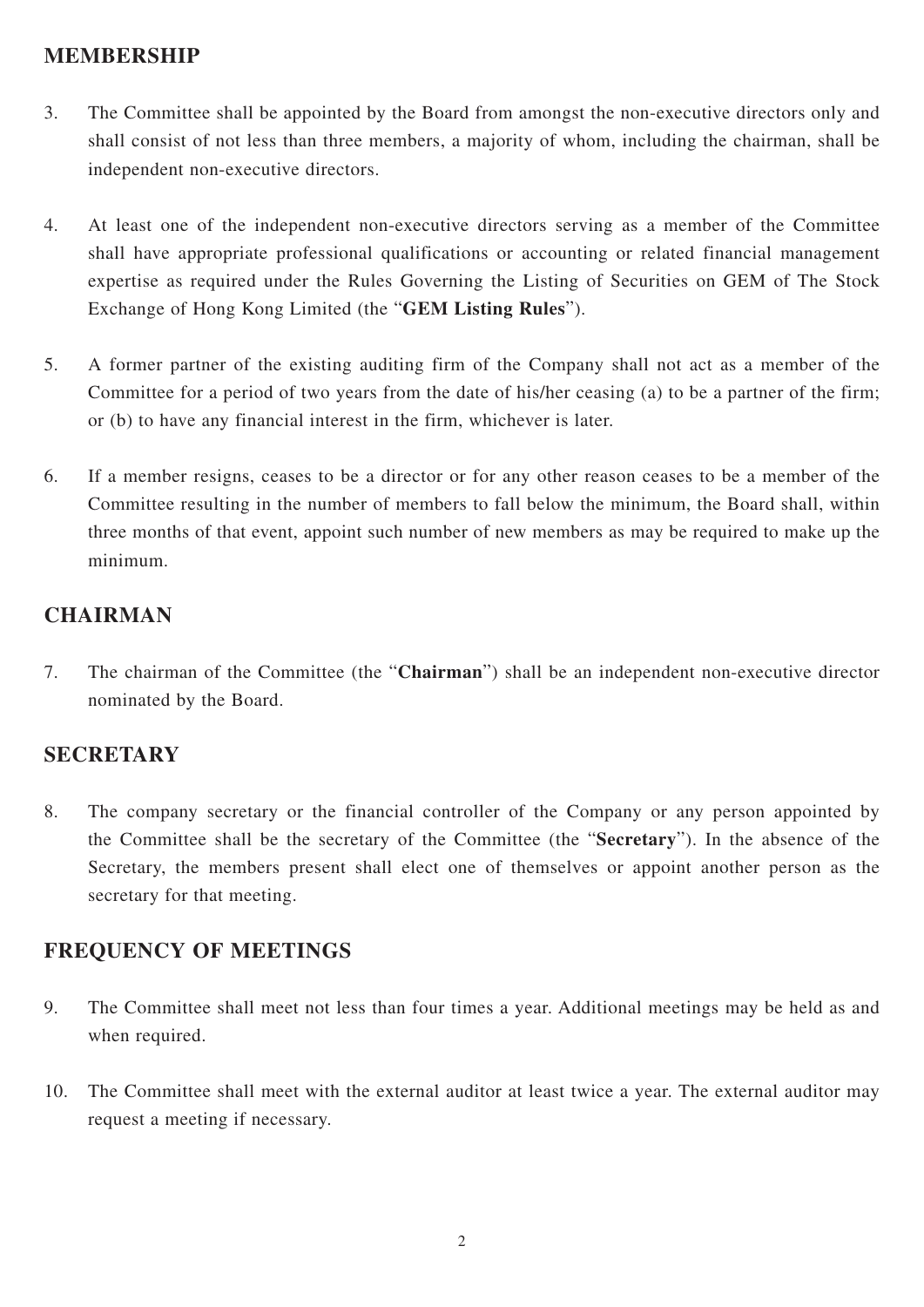## MEMBERSHIP

3. The Committee shall be appointed by the Board from amongst the non-executive directors only and shall consist of not less than three members, a majority of whom, including the chairman, shall be independent non-executive directors.

4. At least one of the independent non-executive directors serving as a member of the Committee shall have appropriate professional qualifications or accounting or related financial management expertise as required under the Rules Governing the Listing of Securities on GEM of The Stock Exchange of Hong Kong Limited (the "**GEM Listing Rules**").

5. A former partner of the existing auditing firm of the Company shall not act as a member of the Committee for a period of two years from the date of his/her ceasing (a) to be a partner of the firm; or (b) to have any financial interest in the firm, whichever is later.

6. If a member resigns, ceases to be a director or for any other reason ceases to be a member of the Committee resulting in the number of members to fall below the minimum, the Board shall, within three months of that event, appoint such number of new members as may be required to make up the minimum.

## CHAIRMAN

7. The chairman of the Committee (the "**Chairman**") shall be an independent non-executive director nominated by the Board.

## SECRETARY

8. The company secretary or the financial controller of the Company or any person appointed by the Committee shall be the secretary of the Committee (the "**Secretary**"). In the absence of the Secretary, the members present shall elect one of themselves or appoint another person as the secretary for that meeting.

## FREQUENCY OF MEETINGS

9. The Committee shall meet not less than four times a year. Additional meetings may be held as and when required.

10. The Committee shall meet with the external auditor at least twice a year. The external auditor may request a meeting if necessary.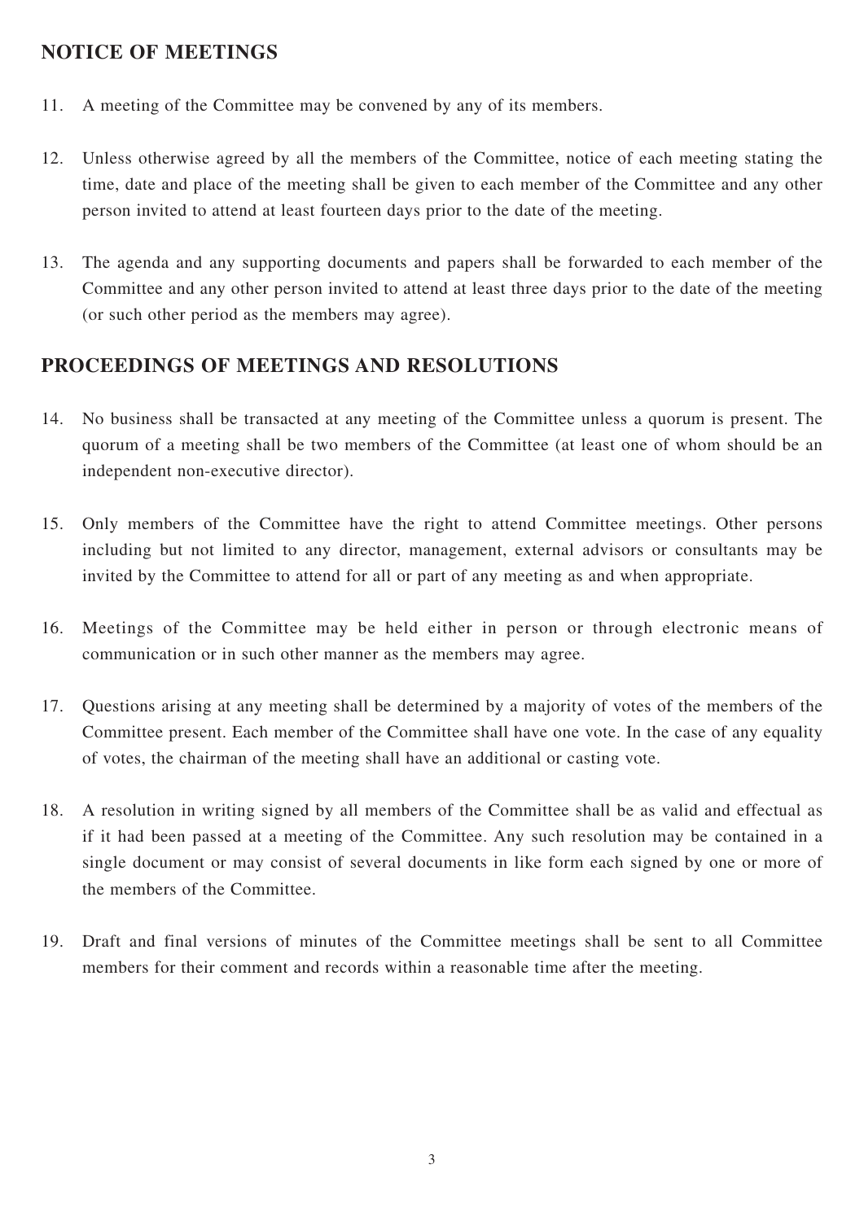## NOTICE OF MEETINGS

11. A meeting of the Committee may be convened by any of its members.

12. Unless otherwise agreed by all the members of the Committee, notice of each meeting stating the time, date and place of the meeting shall be given to each member of the Committee and any other person invited to attend at least fourteen days prior to the date of the meeting.

13. The agenda and any supporting documents and papers shall be forwarded to each member of the Committee and any other person invited to attend at least three days prior to the date of the meeting (or such other period as the members may agree).

## PROCEEDINGS OF MEETINGS AND RESOLUTIONS

14. No business shall be transacted at any meeting of the Committee unless a quorum is present. The quorum of a meeting shall be two members of the Committee (at least one of whom should be an independent non-executive director).

15. Only members of the Committee have the right to attend Committee meetings. Other persons including but not limited to any director, management, external advisors or consultants may be invited by the Committee to attend for all or part of any meeting as and when appropriate.

16. Meetings of the Committee may be held either in person or through electronic means of communication or in such other manner as the members may agree.

17. Questions arising at any meeting shall be determined by a majority of votes of the members of the Committee present. Each member of the Committee shall have one vote. In the case of any equality of votes, the chairman of the meeting shall have an additional or casting vote.

18. A resolution in writing signed by all members of the Committee shall be as valid and effectual as if it had been passed at a meeting of the Committee. Any such resolution may be contained in a single document or may consist of several documents in like form each signed by one or more of the members of the Committee.

19. Draft and final versions of minutes of the Committee meetings shall be sent to all Committee members for their comment and records within a reasonable time after the meeting.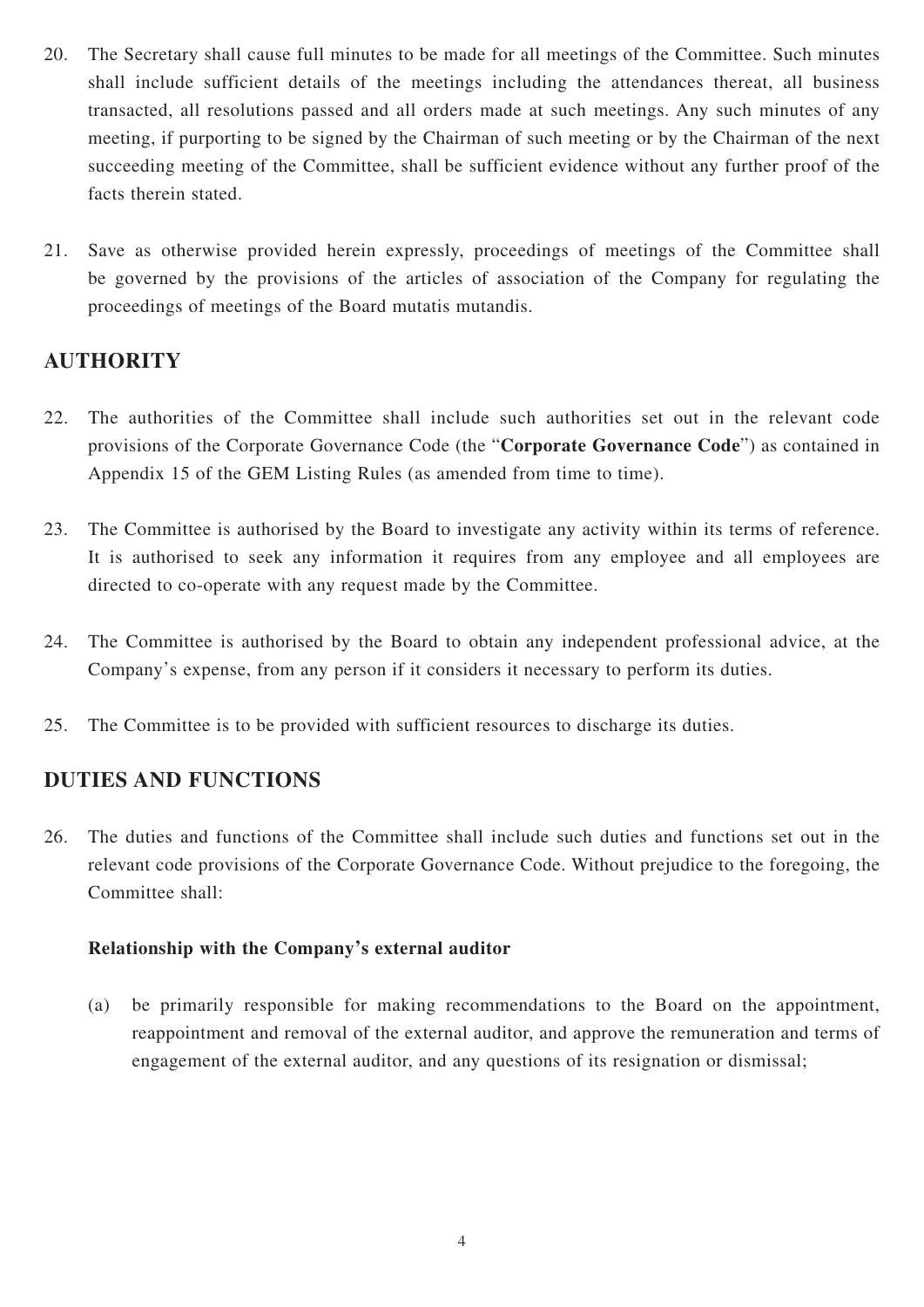20. The Secretary shall cause full minutes to be made for all meetings of the Committee. Such minutes shall include sufficient details of the meetings including the attendances thereat, all business transacted, all resolutions passed and all orders made at such meetings. Any such minutes of any meeting, if purporting to be signed by the Chairman of such meeting or by the Chairman of the next succeeding meeting of the Committee, shall be sufficient evidence without any further proof of the facts therein stated.

21. Save as otherwise provided herein expressly, proceedings of meetings of the Committee shall be governed by the provisions of the articles of association of the Company for regulating the proceedings of meetings of the Board mutatis mutandis.

## AUTHORITY

22. The authorities of the Committee shall include such authorities set out in the relevant code provisions of the Corporate Governance Code (the "**Corporate Governance Code**") as contained in Appendix 15 of the GEM Listing Rules (as amended from time to time).

23. The Committee is authorised by the Board to investigate any activity within its terms of reference. It is authorised to seek any information it requires from any employee and all employees are directed to co-operate with any request made by the Committee.

24. The Committee is authorised by the Board to obtain any independent professional advice, at the Company's expense, from any person if it considers it necessary to perform its duties.

25. The Committee is to be provided with sufficient resources to discharge its duties.

## DUTIES AND FUNCTIONS

26. The duties and functions of the Committee shall include such duties and functions set out in the relevant code provisions of the Corporate Governance Code. Without prejudice to the foregoing, the Committee shall:

    **Relationship with the Company's external auditor**

    (a) be primarily responsible for making recommendations to the Board on the appointment, reappointment and removal of the external auditor, and approve the remuneration and terms of engagement of the external auditor, and any questions of its resignation or dismissal;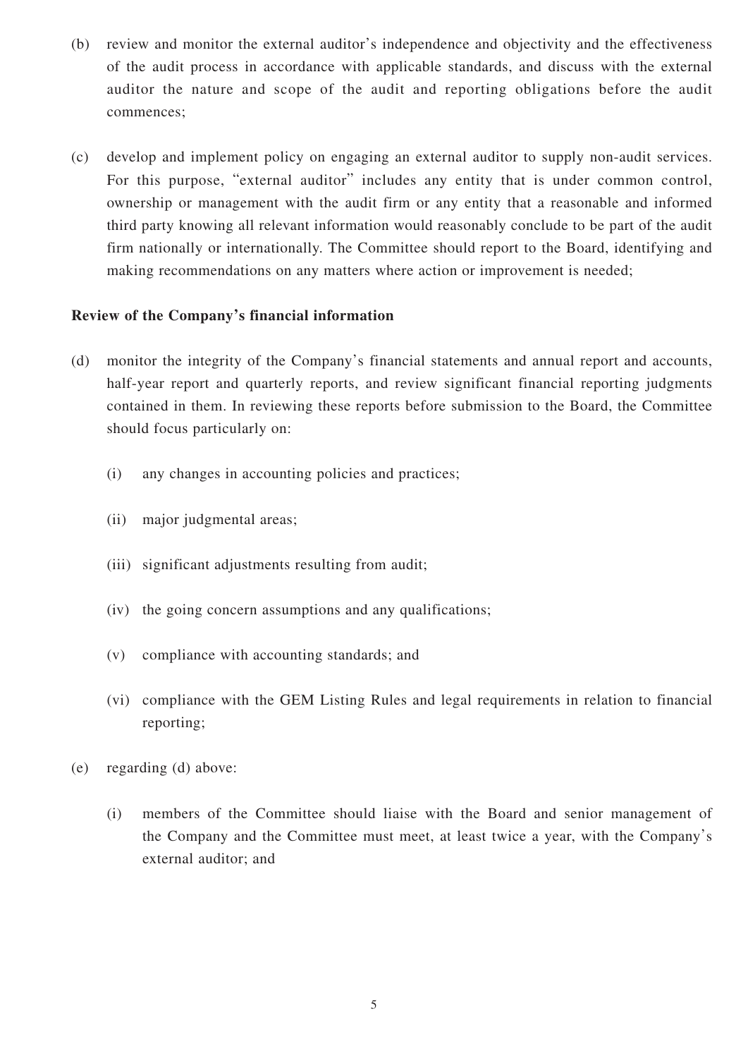(b) review and monitor the external auditor's independence and objectivity and the effectiveness of the audit process in accordance with applicable standards, and discuss with the external auditor the nature and scope of the audit and reporting obligations before the audit commences;

(c) develop and implement policy on engaging an external auditor to supply non-audit services. For this purpose, "external auditor" includes any entity that is under common control, ownership or management with the audit firm or any entity that a reasonable and informed third party knowing all relevant information would reasonably conclude to be part of the audit firm nationally or internationally. The Committee should report to the Board, identifying and making recommendations on any matters where action or improvement is needed;

**Review of the Company's financial information**

(d) monitor the integrity of the Company's financial statements and annual report and accounts, half-year report and quarterly reports, and review significant financial reporting judgments contained in them. In reviewing these reports before submission to the Board, the Committee should focus particularly on:

  (i) any changes in accounting policies and practices;

  (ii) major judgmental areas;

  (iii) significant adjustments resulting from audit;

  (iv) the going concern assumptions and any qualifications;

  (v) compliance with accounting standards; and

  (vi) compliance with the GEM Listing Rules and legal requirements in relation to financial reporting;

(e) regarding (d) above:

  (i) members of the Committee should liaise with the Board and senior management of the Company and the Committee must meet, at least twice a year, with the Company's external auditor; and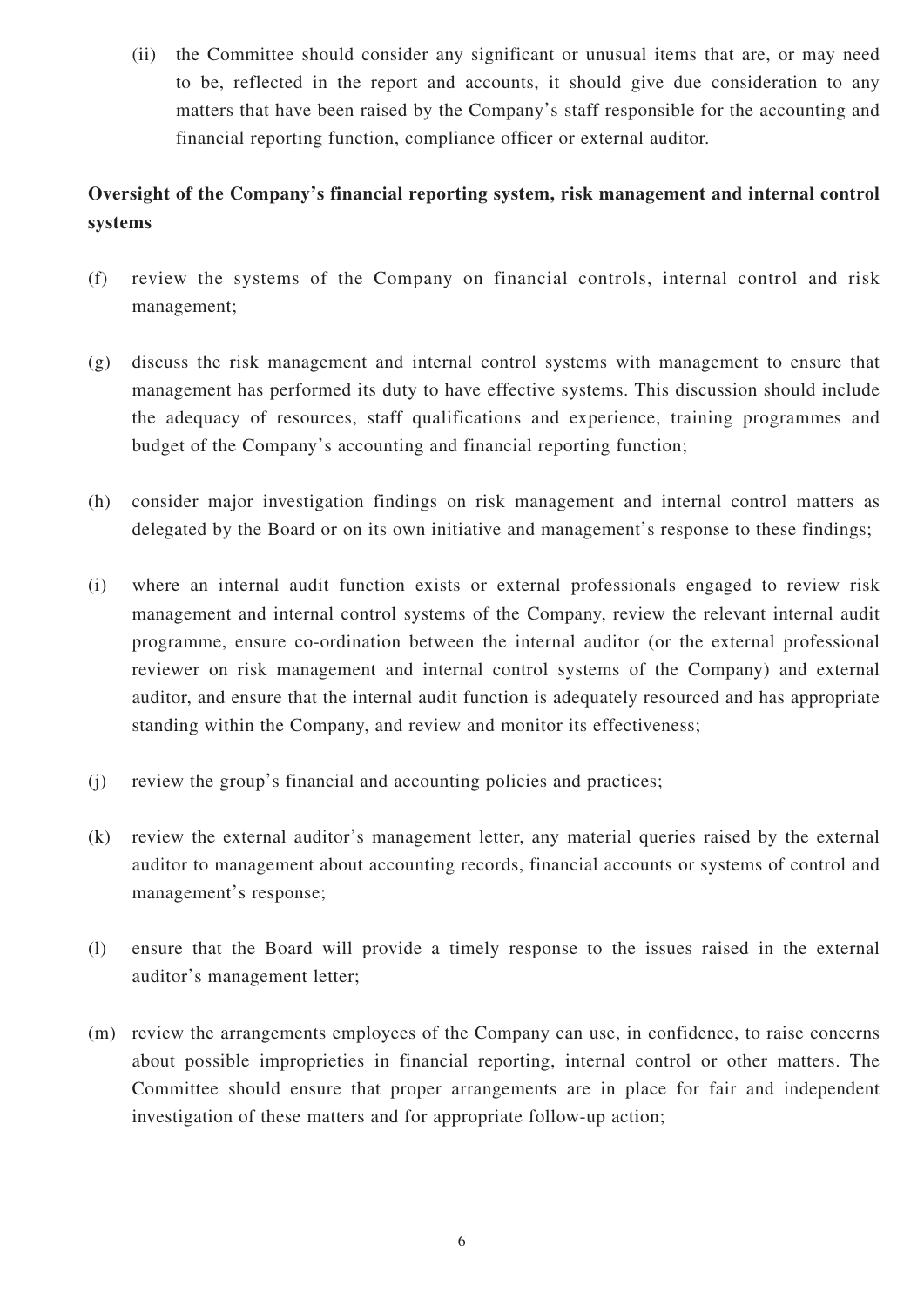(ii) the Committee should consider any significant or unusual items that are, or may need to be, reflected in the report and accounts, it should give due consideration to any matters that have been raised by the Company's staff responsible for the accounting and financial reporting function, compliance officer or external auditor.

**Oversight of the Company's financial reporting system, risk management and internal control systems**

(f) review the systems of the Company on financial controls, internal control and risk management;

(g) discuss the risk management and internal control systems with management to ensure that management has performed its duty to have effective systems. This discussion should include the adequacy of resources, staff qualifications and experience, training programmes and budget of the Company's accounting and financial reporting function;

(h) consider major investigation findings on risk management and internal control matters as delegated by the Board or on its own initiative and management's response to these findings;

(i) where an internal audit function exists or external professionals engaged to review risk management and internal control systems of the Company, review the relevant internal audit programme, ensure co-ordination between the internal auditor (or the external professional reviewer on risk management and internal control systems of the Company) and external auditor, and ensure that the internal audit function is adequately resourced and has appropriate standing within the Company, and review and monitor its effectiveness;

(j) review the group's financial and accounting policies and practices;

(k) review the external auditor's management letter, any material queries raised by the external auditor to management about accounting records, financial accounts or systems of control and management's response;

(l) ensure that the Board will provide a timely response to the issues raised in the external auditor's management letter;

(m) review the arrangements employees of the Company can use, in confidence, to raise concerns about possible improprieties in financial reporting, internal control or other matters. The Committee should ensure that proper arrangements are in place for fair and independent investigation of these matters and for appropriate follow-up action;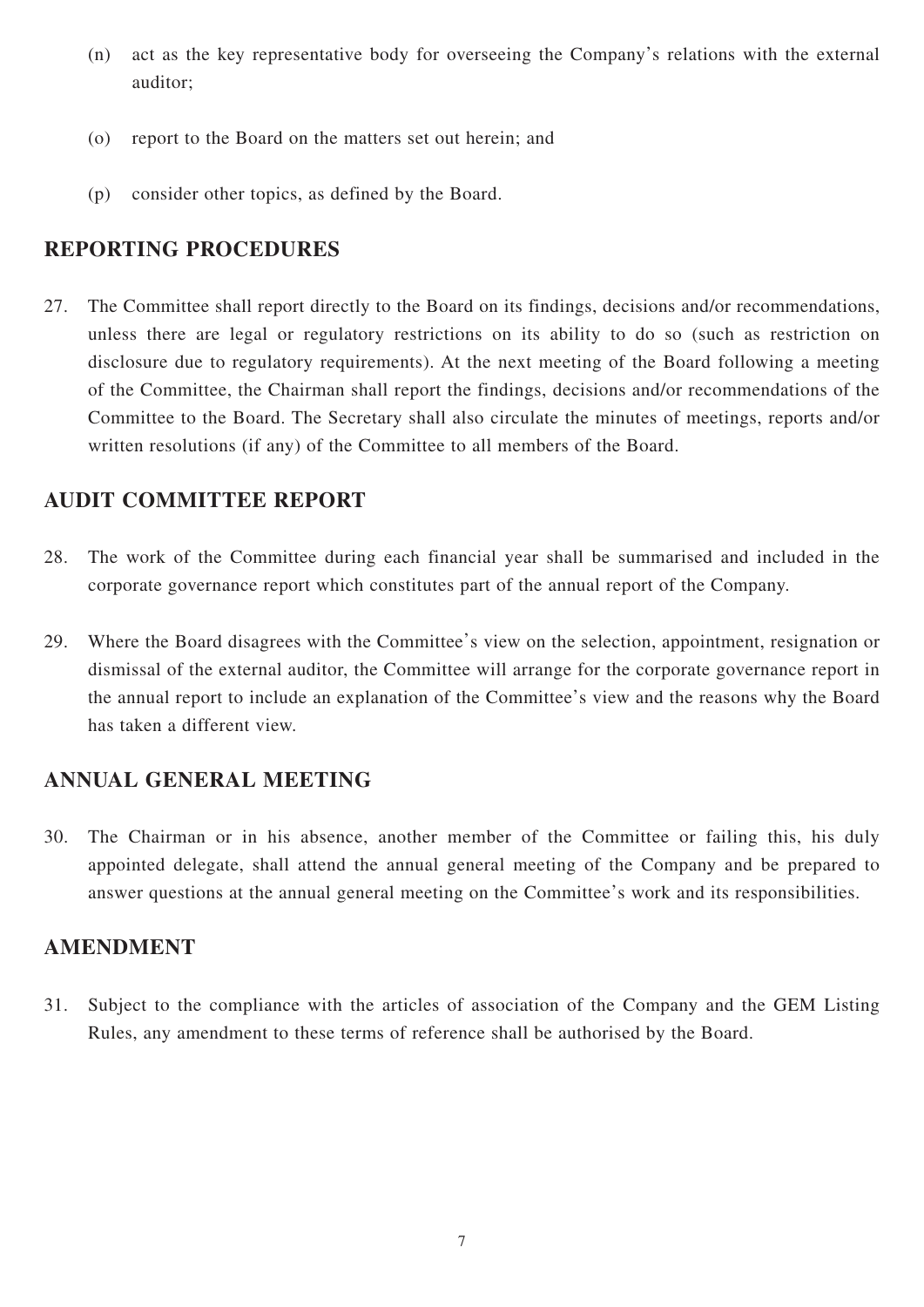(n) act as the key representative body for overseeing the Company's relations with the external auditor;

(o) report to the Board on the matters set out herein; and

(p) consider other topics, as defined by the Board.

## REPORTING PROCEDURES

27. The Committee shall report directly to the Board on its findings, decisions and/or recommendations, unless there are legal or regulatory restrictions on its ability to do so (such as restriction on disclosure due to regulatory requirements). At the next meeting of the Board following a meeting of the Committee, the Chairman shall report the findings, decisions and/or recommendations of the Committee to the Board. The Secretary shall also circulate the minutes of meetings, reports and/or written resolutions (if any) of the Committee to all members of the Board.

## AUDIT COMMITTEE REPORT

28. The work of the Committee during each financial year shall be summarised and included in the corporate governance report which constitutes part of the annual report of the Company.

29. Where the Board disagrees with the Committee's view on the selection, appointment, resignation or dismissal of the external auditor, the Committee will arrange for the corporate governance report in the annual report to include an explanation of the Committee's view and the reasons why the Board has taken a different view.

## ANNUAL GENERAL MEETING

30. The Chairman or in his absence, another member of the Committee or failing this, his duly appointed delegate, shall attend the annual general meeting of the Company and be prepared to answer questions at the annual general meeting on the Committee's work and its responsibilities.

## AMENDMENT

31. Subject to the compliance with the articles of association of the Company and the GEM Listing Rules, any amendment to these terms of reference shall be authorised by the Board.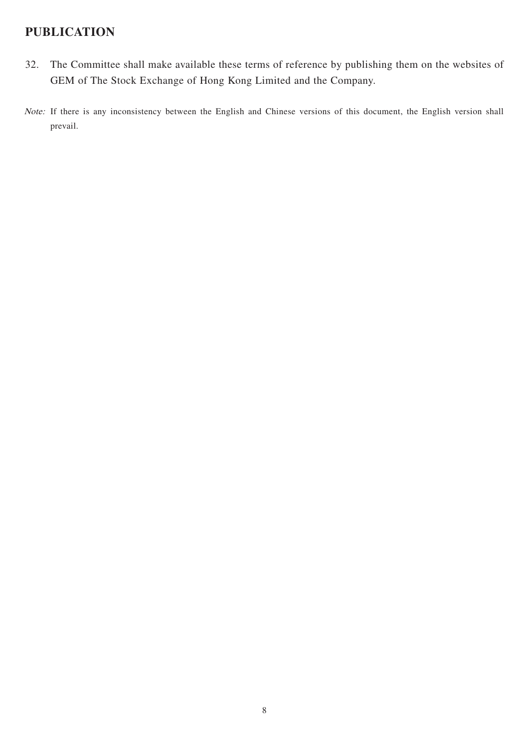## PUBLICATION

32. The Committee shall make available these terms of reference by publishing them on the websites of GEM of The Stock Exchange of Hong Kong Limited and the Company.

*Note:* If there is any inconsistency between the English and Chinese versions of this document, the English version shall prevail.